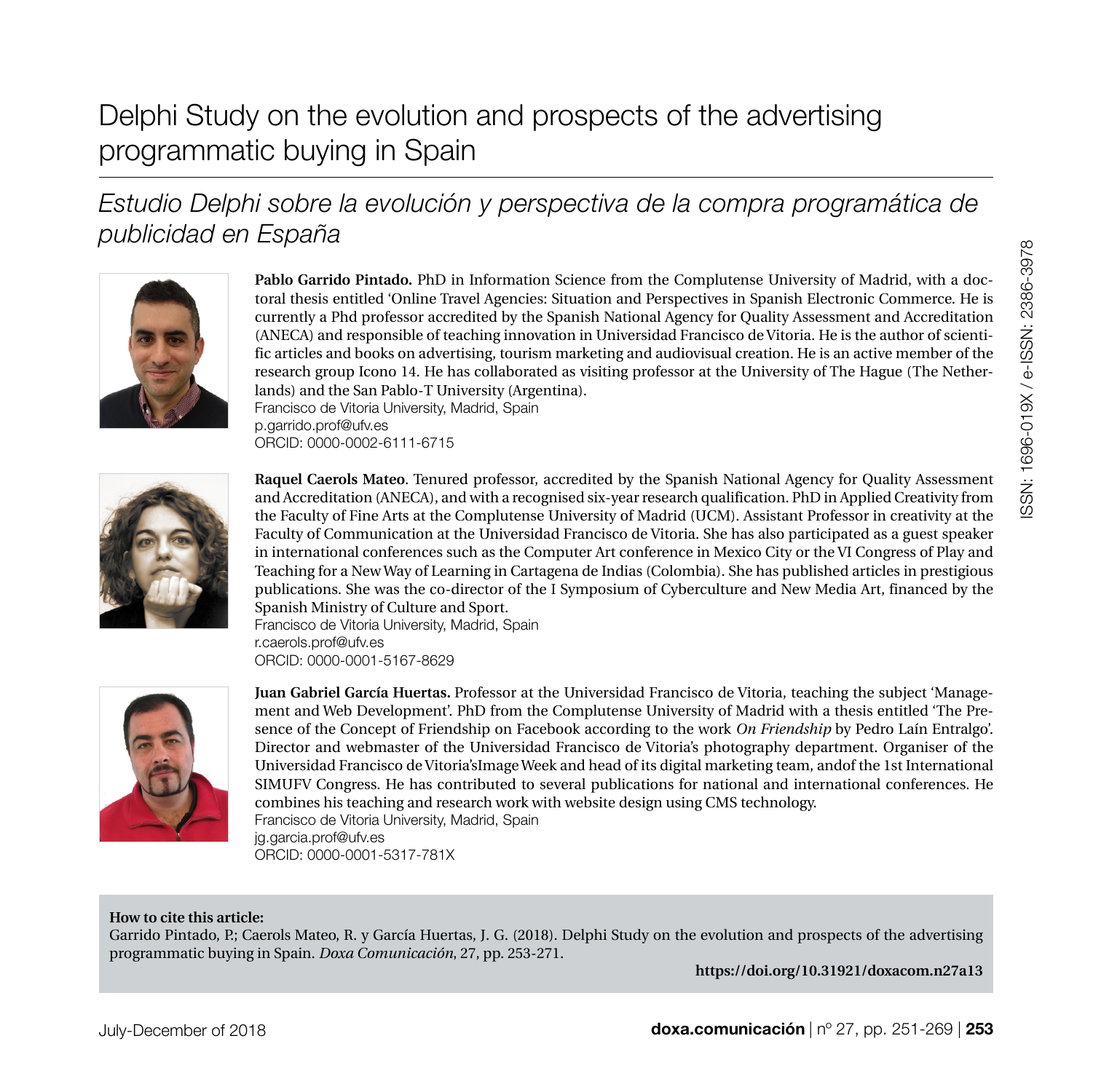# Delphi Study on the evolution and prospects of the advertising programmatic buying in Spain

## *Estudio Delphi sobre la evolución y perspectiva de la compra programática de publicidad en España*

**Pablo Garrido Pintado.** PhD in Information Science from the Complutense University of Madrid, with a doctoral thesis entitled 'Online Travel Agencies: Situation and Perspectives in Spanish Electronic Commerce. He is currently a Phd professor accredited by the Spanish National Agency for Quality Assessment and Accreditation (ANECA) and responsible of teaching innovation in Universidad Francisco de Vitoria. He is the author of scientific articles and books on advertising, tourism marketing and audiovisual creation. He is an active member of the research group Icono 14. He has collaborated as visiting professor at the University of The Hague (The Netherlands) and the San Pablo-T University (Argentina).
Francisco de Vitoria University, Madrid, Spain
p.garrido.prof@ufv.es
ORCID: 0000-0002-6111-6715

**Raquel Caerols Mateo**. Tenured professor, accredited by the Spanish National Agency for Quality Assessment and Accreditation (ANECA), and with a recognised six-year research qualification. PhD in Applied Creativity from the Faculty of Fine Arts at the Complutense University of Madrid (UCM). Assistant Professor in creativity at the Faculty of Communication at the Universidad Francisco de Vitoria. She has also participated as a guest speaker in international conferences such as the Computer Art conference in Mexico City or the VI Congress of Play and Teaching for a New Way of Learning in Cartagena de Indias (Colombia). She has published articles in prestigious publications. She was the co-director of the I Symposium of Cyberculture and New Media Art, financed by the Spanish Ministry of Culture and Sport.
Francisco de Vitoria University, Madrid, Spain
r.caerols.prof@ufv.es
ORCID: 0000-0001-5167-8629

**Juan Gabriel García Huertas.** Professor at the Universidad Francisco de Vitoria, teaching the subject 'Management and Web Development'. PhD from the Complutense University of Madrid with a thesis entitled 'The Presence of the Concept of Friendship on Facebook according to the work *On Friendship* by Pedro Laín Entralgo'. Director and webmaster of the Universidad Francisco de Vitoria's photography department. Organiser of the Universidad Francisco de Vitoria'sImage Week and head of its digital marketing team, andof the 1st International SIMUFV Congress. He has contributed to several publications for national and international conferences. He combines his teaching and research work with website design using CMS technology.
Francisco de Vitoria University, Madrid, Spain
jg.garcia.prof@ufv.es
ORCID: 0000-0001-5317-781X

**How to cite this article:**
Garrido Pintado, P.; Caerols Mateo, R. y García Huertas, J. G. (2018). Delphi Study on the evolution and prospects of the advertising programmatic buying in Spain. *Doxa Comunicación*, 27, pp. 253-271.

**https://doi.org/10.31921/doxacom.n27a13**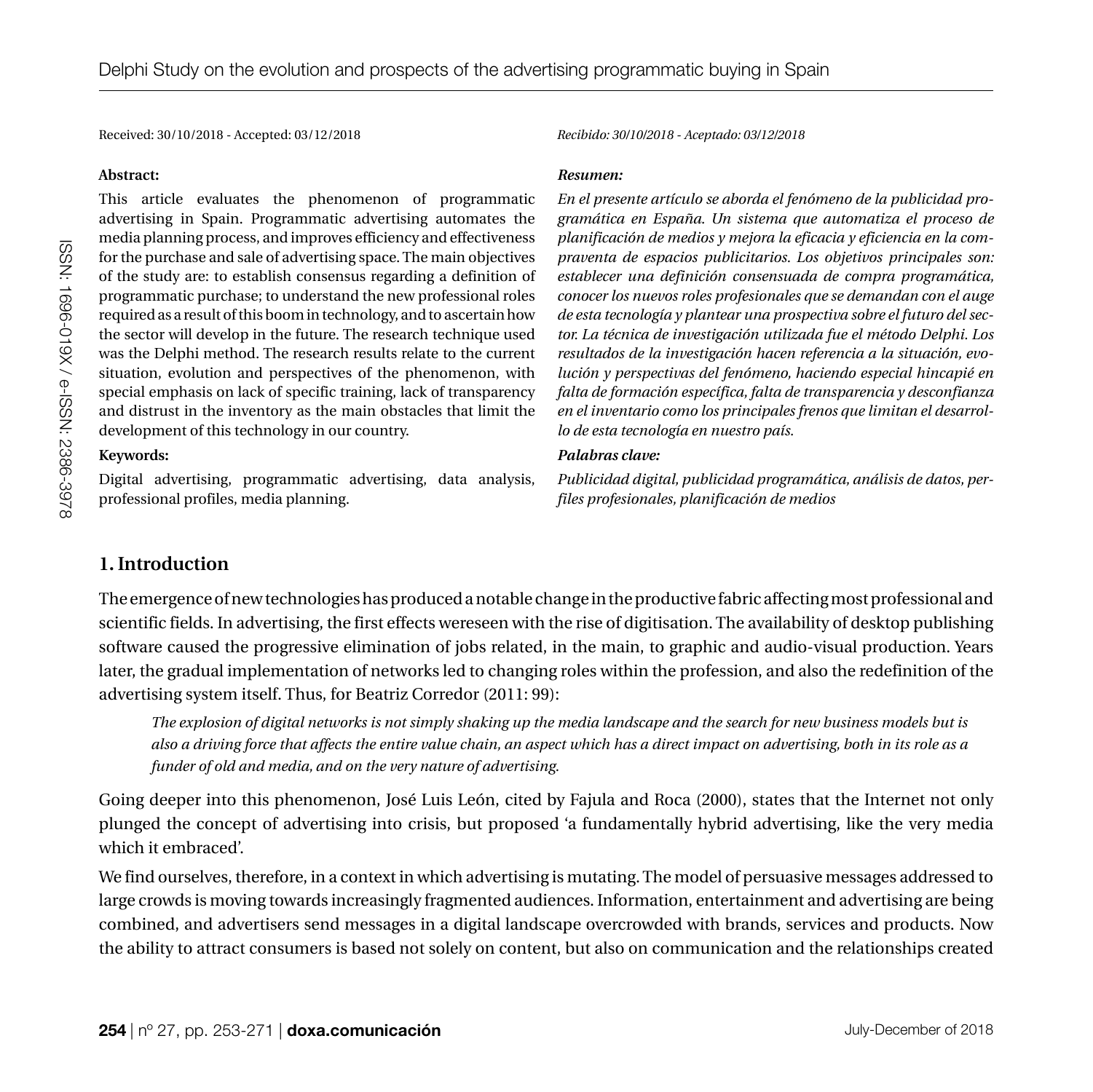Received: 30/10/2018 - Accepted: 03/12/2018

**Abstract:**

This article evaluates the phenomenon of programmatic advertising in Spain. Programmatic advertising automates the media planning process, and improves efficiency and effectiveness for the purchase and sale of advertising space. The main objectives of the study are: to establish consensus regarding a definition of programmatic purchase; to understand the new professional roles required as a result of this boom in technology, and to ascertain how the sector will develop in the future. The research technique used was the Delphi method. The research results relate to the current situation, evolution and perspectives of the phenomenon, with special emphasis on lack of specific training, lack of transparency and distrust in the inventory as the main obstacles that limit the development of this technology in our country.

**Keywords:**

Digital advertising, programmatic advertising, data analysis, professional profiles, media planning.

*Recibido: 30/10/2018 - Aceptado: 03/12/2018*

***Resumen:***

*En el presente artículo se aborda el fenómeno de la publicidad programática en España. Un sistema que automatiza el proceso de planificación de medios y mejora la eficacia y eficiencia en la compraventa de espacios publicitarios. Los objetivos principales son: establecer una definición consensuada de compra programática, conocer los nuevos roles profesionales que se demandan con el auge de esta tecnología y plantear una prospectiva sobre el futuro del sector. La técnica de investigación utilizada fue el método Delphi. Los resultados de la investigación hacen referencia a la situación, evolución y perspectivas del fenómeno, haciendo especial hincapié en falta de formación específica, falta de transparencia y desconfianza en el inventario como los principales frenos que limitan el desarrollo de esta tecnología en nuestro país.*

***Palabras clave:***

*Publicidad digital, publicidad programática, análisis de datos, perfiles profesionales, planificación de medios*

## 1. Introduction

The emergence of new technologies has produced a notable change in the productive fabric affecting most professional and scientific fields. In advertising, the first effects wereseen with the rise of digitisation. The availability of desktop publishing software caused the progressive elimination of jobs related, in the main, to graphic and audio-visual production. Years later, the gradual implementation of networks led to changing roles within the profession, and also the redefinition of the advertising system itself. Thus, for Beatriz Corredor (2011: 99):

> *The explosion of digital networks is not simply shaking up the media landscape and the search for new business models but is also a driving force that affects the entire value chain, an aspect which has a direct impact on advertising, both in its role as a funder of old and media, and on the very nature of advertising.*

Going deeper into this phenomenon, José Luis León, cited by Fajula and Roca (2000), states that the Internet not only plunged the concept of advertising into crisis, but proposed 'a fundamentally hybrid advertising, like the very media which it embraced'.

We find ourselves, therefore, in a context in which advertising is mutating. The model of persuasive messages addressed to large crowds is moving towards increasingly fragmented audiences. Information, entertainment and advertising are being combined, and advertisers send messages in a digital landscape overcrowded with brands, services and products. Now the ability to attract consumers is based not solely on content, but also on communication and the relationships created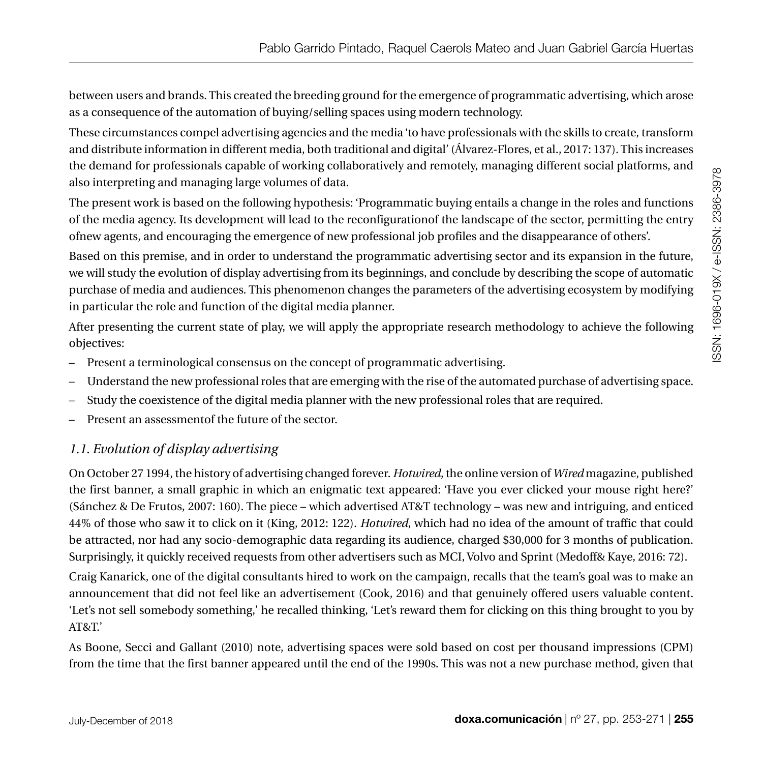between users and brands. This created the breeding ground for the emergence of programmatic advertising, which arose as a consequence of the automation of buying/selling spaces using modern technology.

These circumstances compel advertising agencies and the media 'to have professionals with the skills to create, transform and distribute information in different media, both traditional and digital' (Álvarez-Flores, et al., 2017: 137). This increases the demand for professionals capable of working collaboratively and remotely, managing different social platforms, and also interpreting and managing large volumes of data.

The present work is based on the following hypothesis: 'Programmatic buying entails a change in the roles and functions of the media agency. Its development will lead to the reconfigurationof the landscape of the sector, permitting the entry ofnew agents, and encouraging the emergence of new professional job profiles and the disappearance of others'.

Based on this premise, and in order to understand the programmatic advertising sector and its expansion in the future, we will study the evolution of display advertising from its beginnings, and conclude by describing the scope of automatic purchase of media and audiences. This phenomenon changes the parameters of the advertising ecosystem by modifying in particular the role and function of the digital media planner.

After presenting the current state of play, we will apply the appropriate research methodology to achieve the following objectives:

- Present a terminological consensus on the concept of programmatic advertising.
- Understand the new professional roles that are emerging with the rise of the automated purchase of advertising space.
- Study the coexistence of the digital media planner with the new professional roles that are required.
- Present an assessmentof the future of the sector.

### *1.1. Evolution of display advertising*

On October 27 1994, the history of advertising changed forever. *Hotwired*, the online version of *Wired* magazine, published the first banner, a small graphic in which an enigmatic text appeared: 'Have you ever clicked your mouse right here?' (Sánchez & De Frutos, 2007: 160). The piece – which advertised AT&T technology – was new and intriguing, and enticed 44% of those who saw it to click on it (King, 2012: 122). *Hotwired*, which had no idea of the amount of traffic that could be attracted, nor had any socio-demographic data regarding its audience, charged $30,000 for 3 months of publication. Surprisingly, it quickly received requests from other advertisers such as MCI, Volvo and Sprint (Medoff& Kaye, 2016: 72).

Craig Kanarick, one of the digital consultants hired to work on the campaign, recalls that the team's goal was to make an announcement that did not feel like an advertisement (Cook, 2016) and that genuinely offered users valuable content. 'Let's not sell somebody something,' he recalled thinking, 'Let's reward them for clicking on this thing brought to you by AT&T.'

As Boone, Secci and Gallant (2010) note, advertising spaces were sold based on cost per thousand impressions (CPM) from the time that the first banner appeared until the end of the 1990s. This was not a new purchase method, given that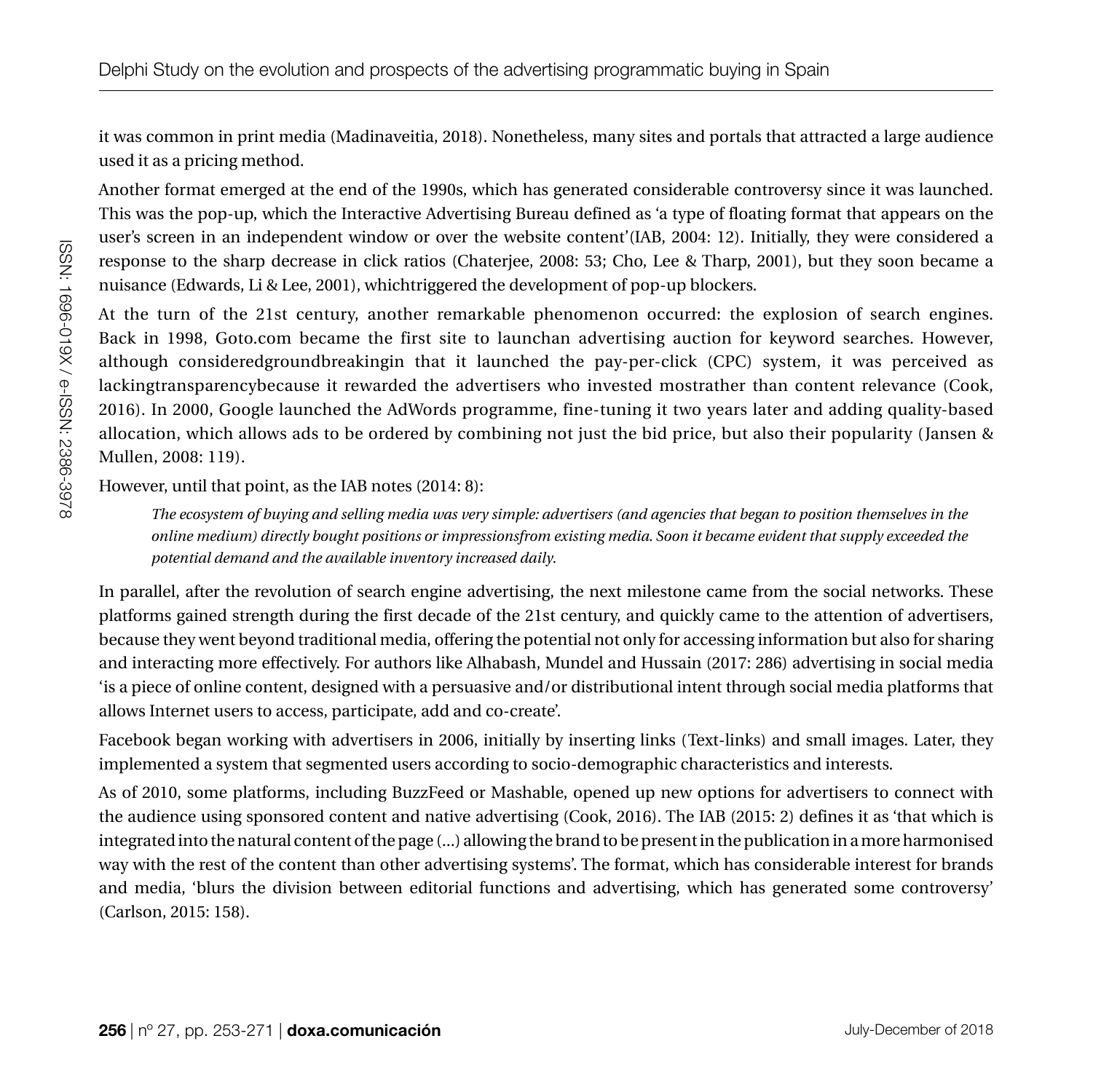it was common in print media (Madinaveitia, 2018). Nonetheless, many sites and portals that attracted a large audience used it as a pricing method.

Another format emerged at the end of the 1990s, which has generated considerable controversy since it was launched. This was the pop-up, which the Interactive Advertising Bureau defined as 'a type of floating format that appears on the user's screen in an independent window or over the website content'(IAB, 2004: 12). Initially, they were considered a response to the sharp decrease in click ratios (Chaterjee, 2008: 53; Cho, Lee & Tharp, 2001), but they soon became a nuisance (Edwards, Li & Lee, 2001), whichtriggered the development of pop-up blockers.

At the turn of the 21st century, another remarkable phenomenon occurred: the explosion of search engines. Back in 1998, Goto.com became the first site to launchan advertising auction for keyword searches. However, although consideredgroundbreakingin that it launched the pay-per-click (CPC) system, it was perceived as lackingtransparencybecause it rewarded the advertisers who invested mostrather than content relevance (Cook, 2016). In 2000, Google launched the AdWords programme, fine-tuning it two years later and adding quality-based allocation, which allows ads to be ordered by combining not just the bid price, but also their popularity (Jansen & Mullen, 2008: 119).

However, until that point, as the IAB notes (2014: 8):

> *The ecosystem of buying and selling media was very simple: advertisers (and agencies that began to position themselves in the online medium) directly bought positions or impressionsfrom existing media. Soon it became evident that supply exceeded the potential demand and the available inventory increased daily.*

In parallel, after the revolution of search engine advertising, the next milestone came from the social networks. These platforms gained strength during the first decade of the 21st century, and quickly came to the attention of advertisers, because they went beyond traditional media, offering the potential not only for accessing information but also for sharing and interacting more effectively. For authors like Alhabash, Mundel and Hussain (2017: 286) advertising in social media 'is a piece of online content, designed with a persuasive and/or distributional intent through social media platforms that allows Internet users to access, participate, add and co-create'.

Facebook began working with advertisers in 2006, initially by inserting links (Text-links) and small images. Later, they implemented a system that segmented users according to socio-demographic characteristics and interests.

As of 2010, some platforms, including BuzzFeed or Mashable, opened up new options for advertisers to connect with the audience using sponsored content and native advertising (Cook, 2016). The IAB (2015: 2) defines it as 'that which is integrated into the natural content of the page (...) allowing the brand to be present in the publication in a more harmonised way with the rest of the content than other advertising systems'. The format, which has considerable interest for brands and media, 'blurs the division between editorial functions and advertising, which has generated some controversy' (Carlson, 2015: 158).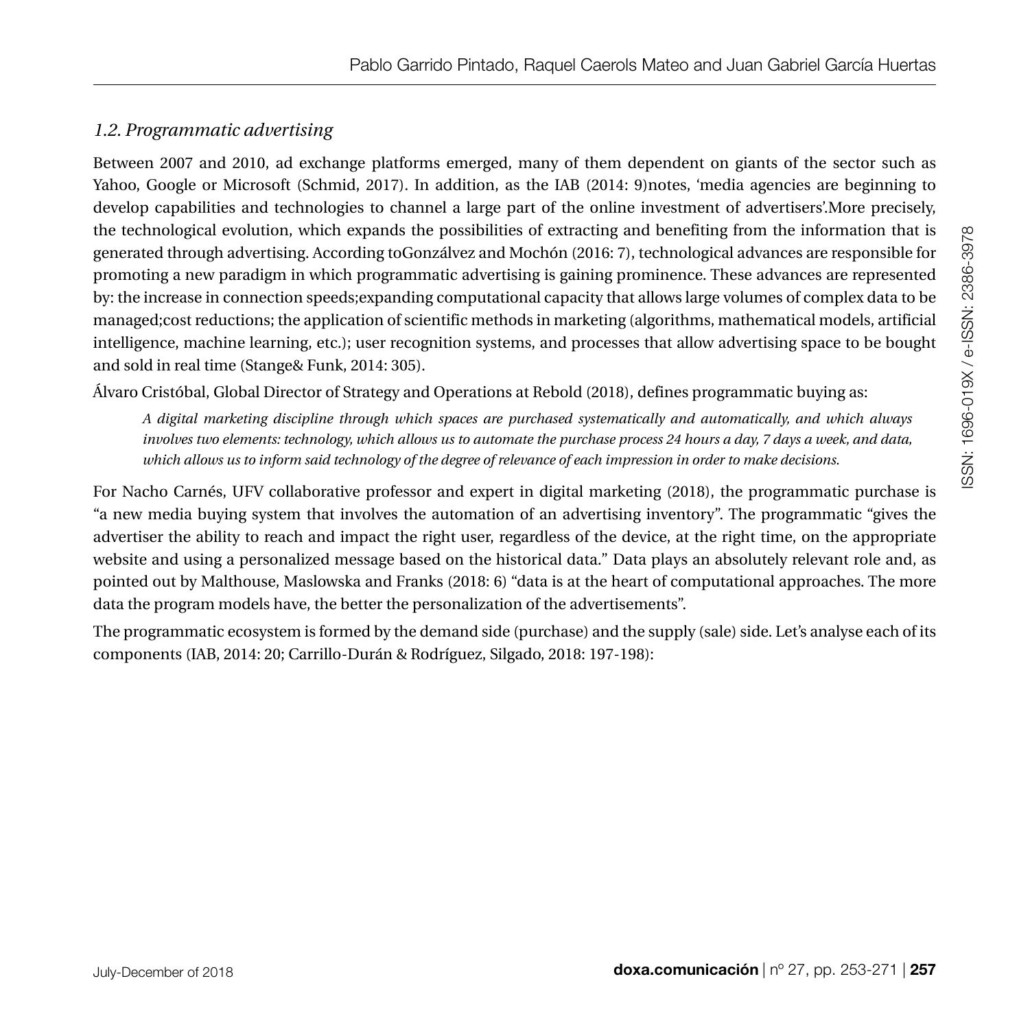### *1.2. Programmatic advertising*

Between 2007 and 2010, ad exchange platforms emerged, many of them dependent on giants of the sector such as Yahoo, Google or Microsoft (Schmid, 2017). In addition, as the IAB (2014: 9)notes, 'media agencies are beginning to develop capabilities and technologies to channel a large part of the online investment of advertisers'.More precisely, the technological evolution, which expands the possibilities of extracting and benefiting from the information that is generated through advertising. According toGonzálvez and Mochón (2016: 7), technological advances are responsible for promoting a new paradigm in which programmatic advertising is gaining prominence. These advances are represented by: the increase in connection speeds;expanding computational capacity that allows large volumes of complex data to be managed;cost reductions; the application of scientific methods in marketing (algorithms, mathematical models, artificial intelligence, machine learning, etc.); user recognition systems, and processes that allow advertising space to be bought and sold in real time (Stange& Funk, 2014: 305).

Álvaro Cristóbal, Global Director of Strategy and Operations at Rebold (2018), defines programmatic buying as:

> *A digital marketing discipline through which spaces are purchased systematically and automatically, and which always involves two elements: technology, which allows us to automate the purchase process 24 hours a day, 7 days a week, and data, which allows us to inform said technology of the degree of relevance of each impression in order to make decisions.*

For Nacho Carnés, UFV collaborative professor and expert in digital marketing (2018), the programmatic purchase is "a new media buying system that involves the automation of an advertising inventory". The programmatic "gives the advertiser the ability to reach and impact the right user, regardless of the device, at the right time, on the appropriate website and using a personalized message based on the historical data." Data plays an absolutely relevant role and, as pointed out by Malthouse, Maslowska and Franks (2018: 6) "data is at the heart of computational approaches. The more data the program models have, the better the personalization of the advertisements".

The programmatic ecosystem is formed by the demand side (purchase) and the supply (sale) side. Let's analyse each of its components (IAB, 2014: 20; Carrillo-Durán & Rodríguez, Silgado, 2018: 197-198):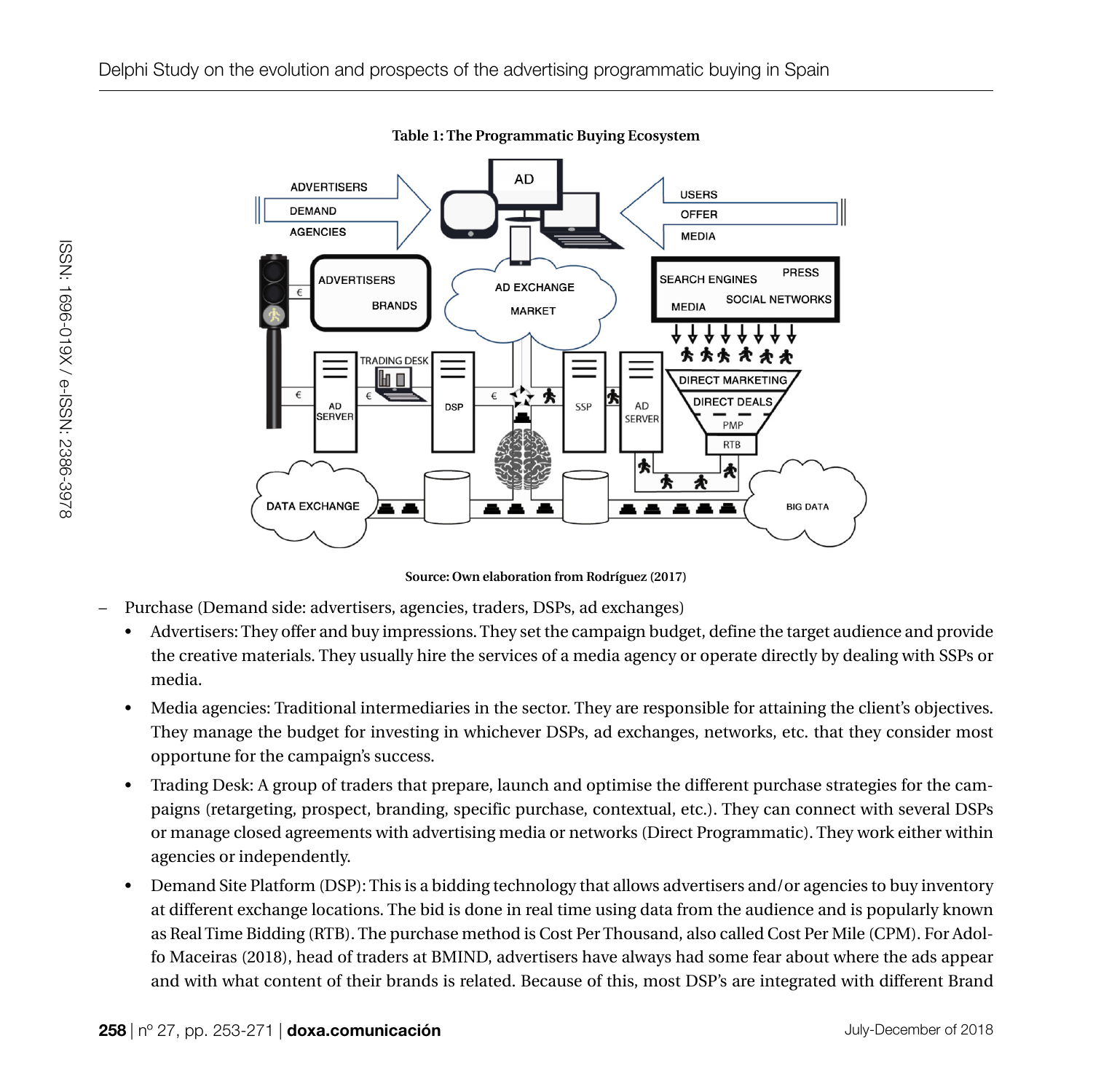**Table 1: The Programmatic Buying Ecosystem**

**Source: Own elaboration from Rodríguez (2017)**

- Purchase (Demand side: advertisers, agencies, traders, DSPs, ad exchanges)
  - Advertisers: They offer and buy impressions. They set the campaign budget, define the target audience and provide the creative materials. They usually hire the services of a media agency or operate directly by dealing with SSPs or media.
  - Media agencies: Traditional intermediaries in the sector. They are responsible for attaining the client's objectives. They manage the budget for investing in whichever DSPs, ad exchanges, networks, etc. that they consider most opportune for the campaign's success.
  - Trading Desk: A group of traders that prepare, launch and optimise the different purchase strategies for the campaigns (retargeting, prospect, branding, specific purchase, contextual, etc.). They can connect with several DSPs or manage closed agreements with advertising media or networks (Direct Programmatic). They work either within agencies or independently.
  - Demand Site Platform (DSP): This is a bidding technology that allows advertisers and/or agencies to buy inventory at different exchange locations. The bid is done in real time using data from the audience and is popularly known as Real Time Bidding (RTB). The purchase method is Cost Per Thousand, also called Cost Per Mile (CPM). For Adolfo Maceiras (2018), head of traders at BMIND, advertisers have always had some fear about where the ads appear and with what content of their brands is related. Because of this, most DSP's are integrated with different Brand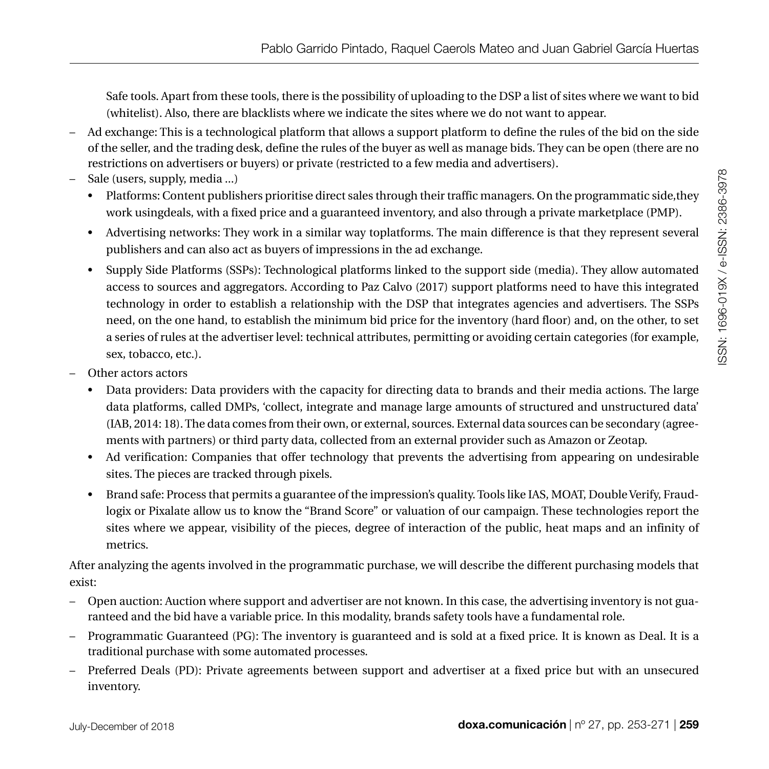Safe tools. Apart from these tools, there is the possibility of uploading to the DSP a list of sites where we want to bid (whitelist). Also, there are blacklists where we indicate the sites where we do not want to appear.

- Ad exchange: This is a technological platform that allows a support platform to define the rules of the bid on the side of the seller, and the trading desk, define the rules of the buyer as well as manage bids. They can be open (there are no restrictions on advertisers or buyers) or private (restricted to a few media and advertisers).
- Sale (users, supply, media ...)
  - Platforms: Content publishers prioritise direct sales through their traffic managers. On the programmatic side,they work usingdeals, with a fixed price and a guaranteed inventory, and also through a private marketplace (PMP).
  - Advertising networks: They work in a similar way toplatforms. The main difference is that they represent several publishers and can also act as buyers of impressions in the ad exchange.
  - Supply Side Platforms (SSPs): Technological platforms linked to the support side (media). They allow automated access to sources and aggregators. According to Paz Calvo (2017) support platforms need to have this integrated technology in order to establish a relationship with the DSP that integrates agencies and advertisers. The SSPs need, on the one hand, to establish the minimum bid price for the inventory (hard floor) and, on the other, to set a series of rules at the advertiser level: technical attributes, permitting or avoiding certain categories (for example, sex, tobacco, etc.).
- Other actors actors
  - Data providers: Data providers with the capacity for directing data to brands and their media actions. The large data platforms, called DMPs, 'collect, integrate and manage large amounts of structured and unstructured data' (IAB, 2014: 18). The data comes from their own, or external, sources. External data sources can be secondary (agreements with partners) or third party data, collected from an external provider such as Amazon or Zeotap.
  - Ad verification: Companies that offer technology that prevents the advertising from appearing on undesirable sites. The pieces are tracked through pixels.
  - Brand safe: Process that permits a guarantee of the impression's quality. Tools like IAS, MOAT, Double Verify, Fraudlogix or Pixalate allow us to know the "Brand Score" or valuation of our campaign. These technologies report the sites where we appear, visibility of the pieces, degree of interaction of the public, heat maps and an infinity of metrics.

After analyzing the agents involved in the programmatic purchase, we will describe the different purchasing models that exist:

- Open auction: Auction where support and advertiser are not known. In this case, the advertising inventory is not guaranteed and the bid have a variable price. In this modality, brands safety tools have a fundamental role.
- Programmatic Guaranteed (PG): The inventory is guaranteed and is sold at a fixed price. It is known as Deal. It is a traditional purchase with some automated processes.
- Preferred Deals (PD): Private agreements between support and advertiser at a fixed price but with an unsecured inventory.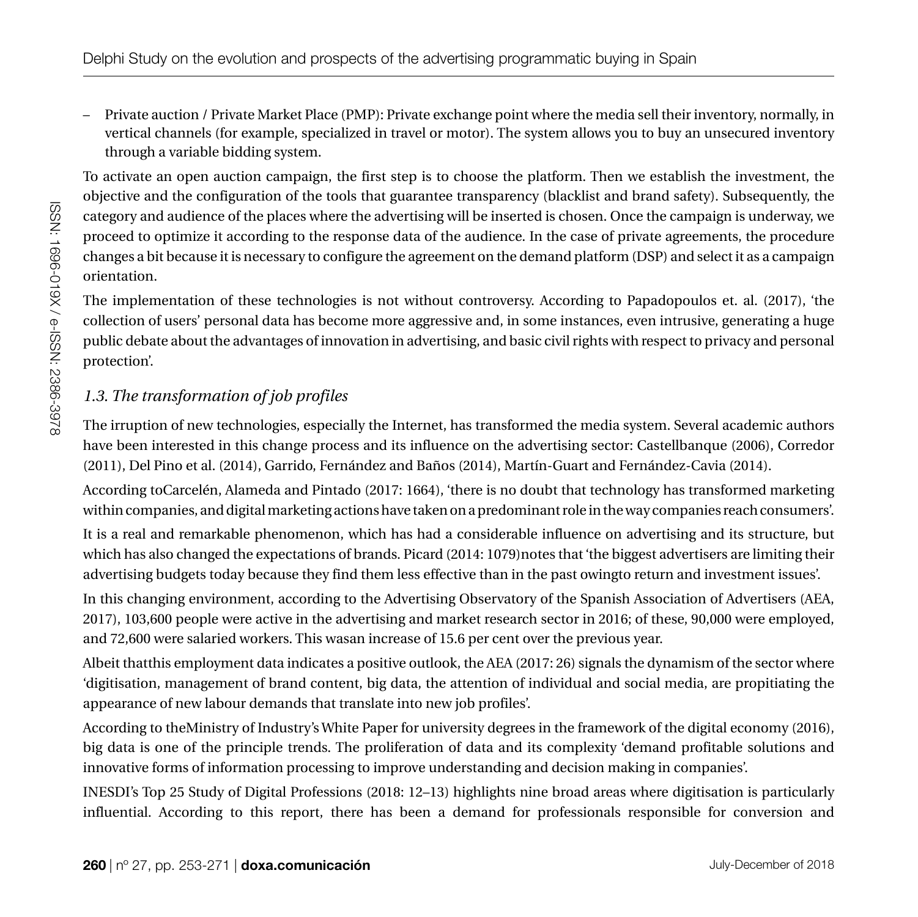– Private auction / Private Market Place (PMP): Private exchange point where the media sell their inventory, normally, in vertical channels (for example, specialized in travel or motor). The system allows you to buy an unsecured inventory through a variable bidding system.

To activate an open auction campaign, the first step is to choose the platform. Then we establish the investment, the objective and the configuration of the tools that guarantee transparency (blacklist and brand safety). Subsequently, the category and audience of the places where the advertising will be inserted is chosen. Once the campaign is underway, we proceed to optimize it according to the response data of the audience. In the case of private agreements, the procedure changes a bit because it is necessary to configure the agreement on the demand platform (DSP) and select it as a campaign orientation.

The implementation of these technologies is not without controversy. According to Papadopoulos et. al. (2017), 'the collection of users' personal data has become more aggressive and, in some instances, even intrusive, generating a huge public debate about the advantages of innovation in advertising, and basic civil rights with respect to privacy and personal protection'.

### *1.3. The transformation of job profiles*

The irruption of new technologies, especially the Internet, has transformed the media system. Several academic authors have been interested in this change process and its influence on the advertising sector: Castellbanque (2006), Corredor (2011), Del Pino et al. (2014), Garrido, Fernández and Baños (2014), Martín-Guart and Fernández-Cavia (2014).

According toCarcelén, Alameda and Pintado (2017: 1664), 'there is no doubt that technology has transformed marketing within companies, and digital marketing actions have taken on a predominant role in the way companies reach consumers'.

It is a real and remarkable phenomenon, which has had a considerable influence on advertising and its structure, but which has also changed the expectations of brands. Picard (2014: 1079)notes that 'the biggest advertisers are limiting their advertising budgets today because they find them less effective than in the past owingto return and investment issues'.

In this changing environment, according to the Advertising Observatory of the Spanish Association of Advertisers (AEA, 2017), 103,600 people were active in the advertising and market research sector in 2016; of these, 90,000 were employed, and 72,600 were salaried workers. This wasan increase of 15.6 per cent over the previous year.

Albeit thatthis employment data indicates a positive outlook, the AEA (2017: 26) signals the dynamism of the sector where 'digitisation, management of brand content, big data, the attention of individual and social media, are propitiating the appearance of new labour demands that translate into new job profiles'.

According to theMinistry of Industry's White Paper for university degrees in the framework of the digital economy (2016), big data is one of the principle trends. The proliferation of data and its complexity 'demand profitable solutions and innovative forms of information processing to improve understanding and decision making in companies'.

INESDI's Top 25 Study of Digital Professions (2018: 12–13) highlights nine broad areas where digitisation is particularly influential. According to this report, there has been a demand for professionals responsible for conversion and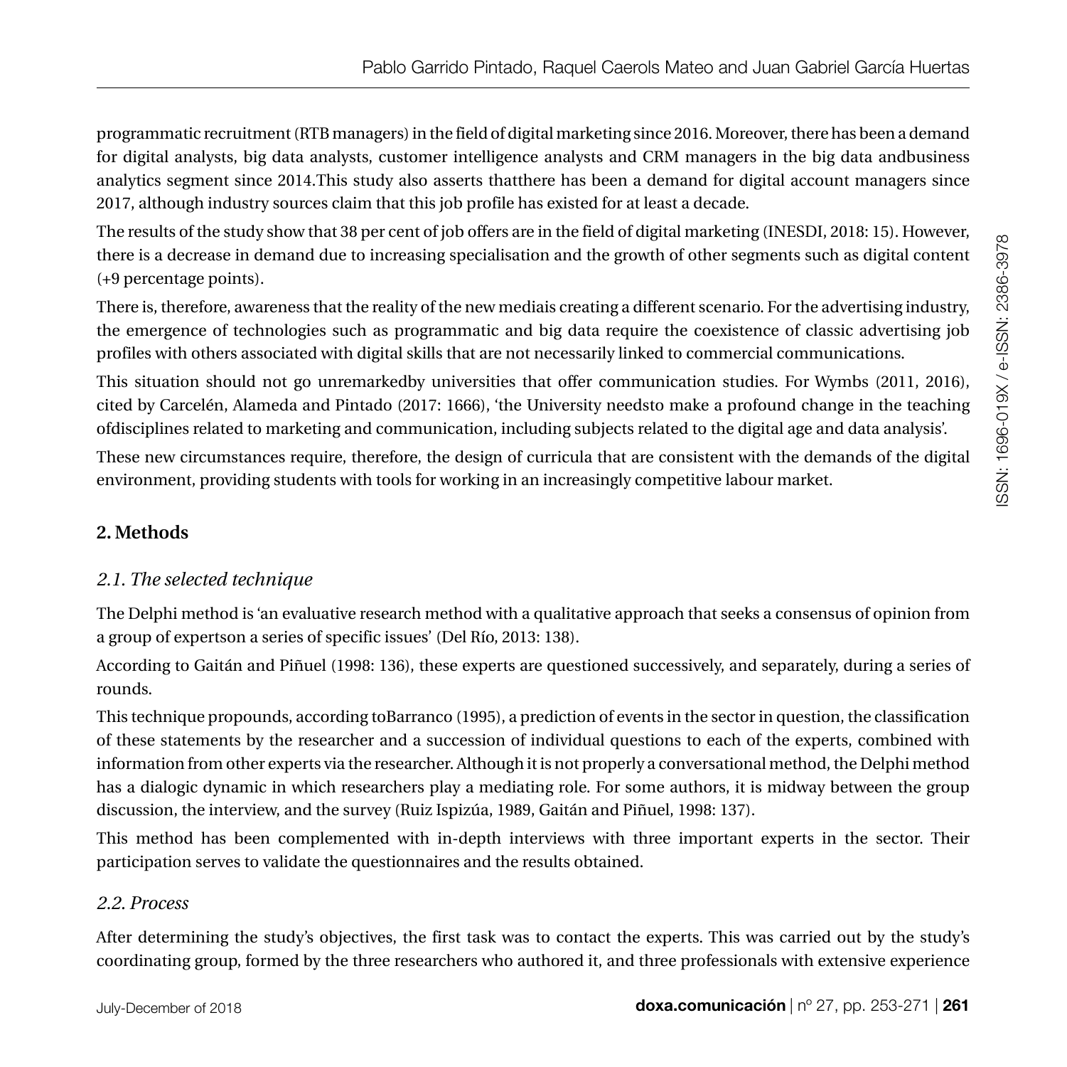programmatic recruitment (RTB managers) in the field of digital marketing since 2016. Moreover, there has been a demand for digital analysts, big data analysts, customer intelligence analysts and CRM managers in the big data andbusiness analytics segment since 2014.This study also asserts thatthere has been a demand for digital account managers since 2017, although industry sources claim that this job profile has existed for at least a decade.

The results of the study show that 38 per cent of job offers are in the field of digital marketing (INESDI, 2018: 15). However, there is a decrease in demand due to increasing specialisation and the growth of other segments such as digital content (+9 percentage points).

There is, therefore, awareness that the reality of the new mediais creating a different scenario. For the advertising industry, the emergence of technologies such as programmatic and big data require the coexistence of classic advertising job profiles with others associated with digital skills that are not necessarily linked to commercial communications.

This situation should not go unremarkedby universities that offer communication studies. For Wymbs (2011, 2016), cited by Carcelén, Alameda and Pintado (2017: 1666), 'the University needsto make a profound change in the teaching ofdisciplines related to marketing and communication, including subjects related to the digital age and data analysis'.

These new circumstances require, therefore, the design of curricula that are consistent with the demands of the digital environment, providing students with tools for working in an increasingly competitive labour market.

## 2. Methods

### *2.1. The selected technique*

The Delphi method is 'an evaluative research method with a qualitative approach that seeks a consensus of opinion from a group of expertson a series of specific issues' (Del Río, 2013: 138).

According to Gaitán and Piñuel (1998: 136), these experts are questioned successively, and separately, during a series of rounds.

This technique propounds, according toBarranco (1995), a prediction of events in the sector in question, the classification of these statements by the researcher and a succession of individual questions to each of the experts, combined with information from other experts via the researcher. Although it is not properly a conversational method, the Delphi method has a dialogic dynamic in which researchers play a mediating role. For some authors, it is midway between the group discussion, the interview, and the survey (Ruiz Ispizúa, 1989, Gaitán and Piñuel, 1998: 137).

This method has been complemented with in-depth interviews with three important experts in the sector. Their participation serves to validate the questionnaires and the results obtained.

### *2.2. Process*

After determining the study's objectives, the first task was to contact the experts. This was carried out by the study's coordinating group, formed by the three researchers who authored it, and three professionals with extensive experience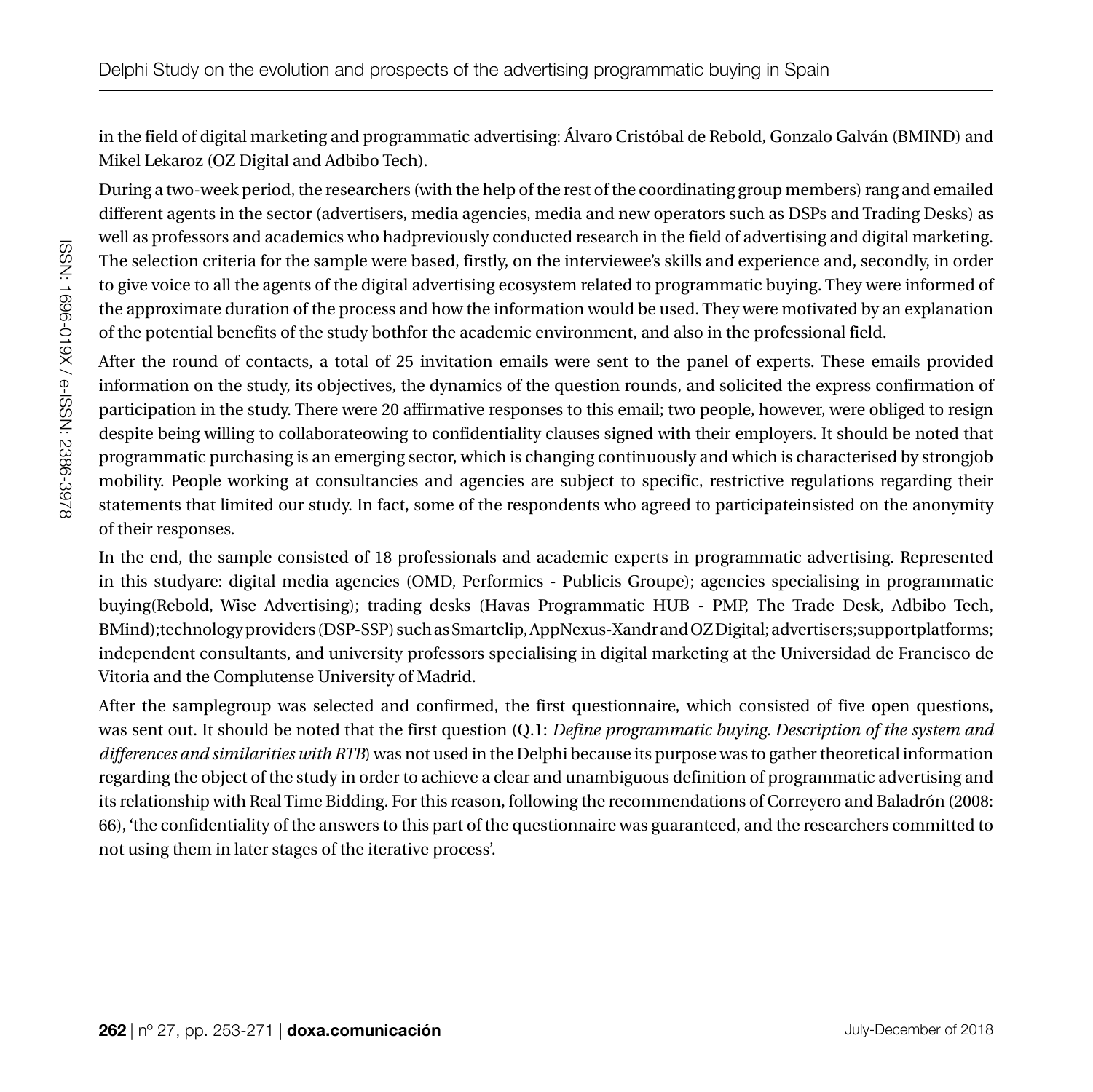in the field of digital marketing and programmatic advertising: Álvaro Cristóbal de Rebold, Gonzalo Galván (BMIND) and Mikel Lekaroz (OZ Digital and Adbibo Tech).

During a two-week period, the researchers (with the help of the rest of the coordinating group members) rang and emailed different agents in the sector (advertisers, media agencies, media and new operators such as DSPs and Trading Desks) as well as professors and academics who hadpreviously conducted research in the field of advertising and digital marketing. The selection criteria for the sample were based, firstly, on the interviewee's skills and experience and, secondly, in order to give voice to all the agents of the digital advertising ecosystem related to programmatic buying. They were informed of the approximate duration of the process and how the information would be used. They were motivated by an explanation of the potential benefits of the study bothfor the academic environment, and also in the professional field.

After the round of contacts, a total of 25 invitation emails were sent to the panel of experts. These emails provided information on the study, its objectives, the dynamics of the question rounds, and solicited the express confirmation of participation in the study. There were 20 affirmative responses to this email; two people, however, were obliged to resign despite being willing to collaborateowing to confidentiality clauses signed with their employers. It should be noted that programmatic purchasing is an emerging sector, which is changing continuously and which is characterised by strongjob mobility. People working at consultancies and agencies are subject to specific, restrictive regulations regarding their statements that limited our study. In fact, some of the respondents who agreed to participateinsisted on the anonymity of their responses.

In the end, the sample consisted of 18 professionals and academic experts in programmatic advertising. Represented in this studyare: digital media agencies (OMD, Performics - Publicis Groupe); agencies specialising in programmatic buying(Rebold, Wise Advertising); trading desks (Havas Programmatic HUB - PMP, The Trade Desk, Adbibo Tech, BMind);technology providers (DSP-SSP) such as Smartclip, AppNexus-Xandr and OZ Digital; advertisers;supportplatforms; independent consultants, and university professors specialising in digital marketing at the Universidad de Francisco de Vitoria and the Complutense University of Madrid.

After the samplegroup was selected and confirmed, the first questionnaire, which consisted of five open questions, was sent out. It should be noted that the first question (Q.1: *Define programmatic buying. Description of the system and differences and similarities with RTB*) was not used in the Delphi because its purpose was to gather theoretical information regarding the object of the study in order to achieve a clear and unambiguous definition of programmatic advertising and its relationship with Real Time Bidding. For this reason, following the recommendations of Correyero and Baladrón (2008: 66), 'the confidentiality of the answers to this part of the questionnaire was guaranteed, and the researchers committed to not using them in later stages of the iterative process'.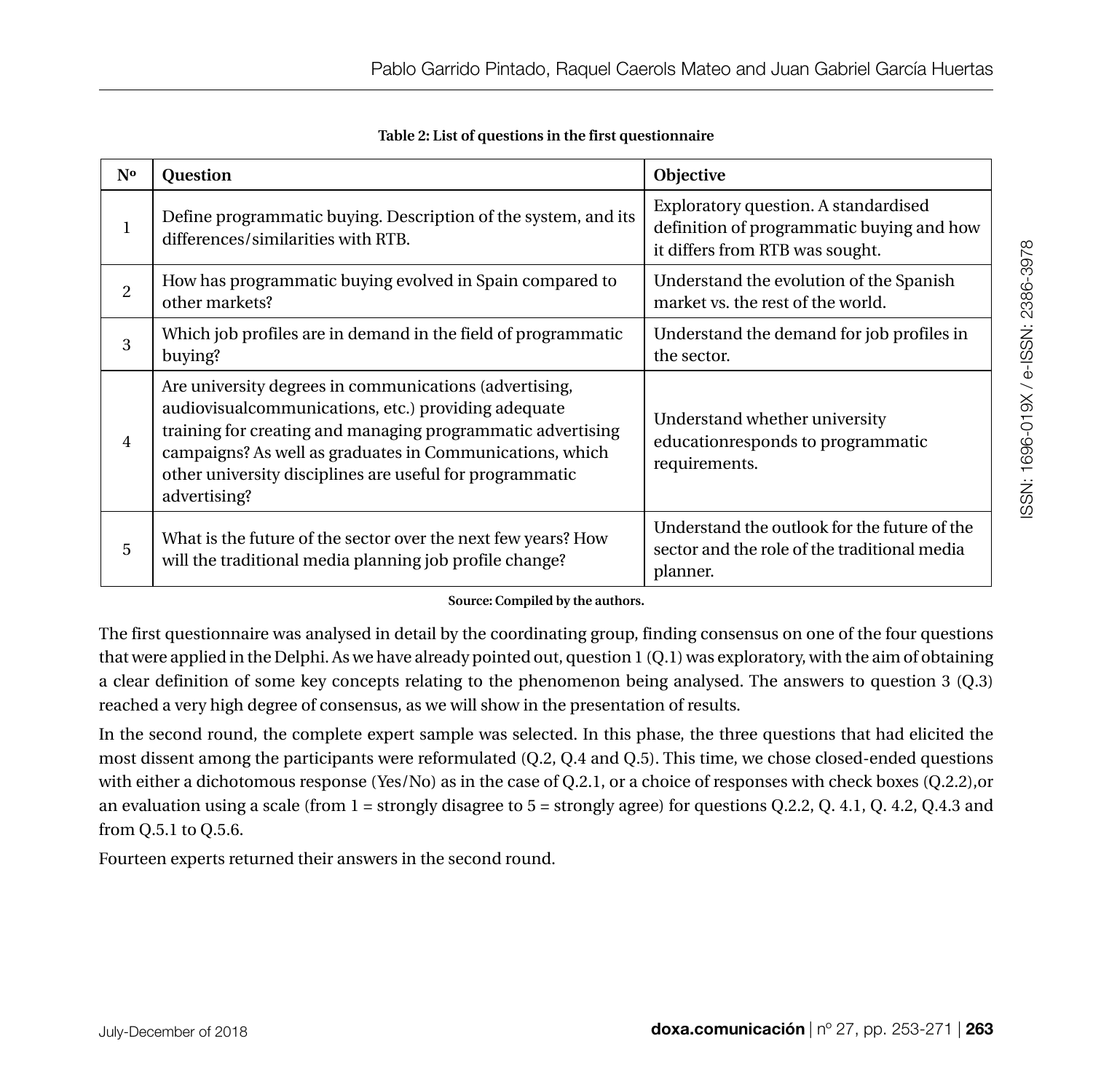**Table 2: List of questions in the first questionnaire**

| Nº | Question | Objective |
|---|---|---|
| 1 | Define programmatic buying. Description of the system, and its differences/similarities with RTB. | Exploratory question. A standardised definition of programmatic buying and how it differs from RTB was sought. |
| 2 | How has programmatic buying evolved in Spain compared to other markets? | Understand the evolution of the Spanish market vs. the rest of the world. |
| 3 | Which job profiles are in demand in the field of programmatic buying? | Understand the demand for job profiles in the sector. |
| 4 | Are university degrees in communications (advertising, audiovisualcommunications, etc.) providing adequate training for creating and managing programmatic advertising campaigns? As well as graduates in Communications, which other university disciplines are useful for programmatic advertising? | Understand whether university educationresponds to programmatic requirements. |
| 5 | What is the future of the sector over the next few years? How will the traditional media planning job profile change? | Understand the outlook for the future of the sector and the role of the traditional media planner. |

**Source: Compiled by the authors.**

The first questionnaire was analysed in detail by the coordinating group, finding consensus on one of the four questions that were applied in the Delphi. As we have already pointed out, question 1 (Q.1) was exploratory, with the aim of obtaining a clear definition of some key concepts relating to the phenomenon being analysed. The answers to question 3 (Q.3) reached a very high degree of consensus, as we will show in the presentation of results.

In the second round, the complete expert sample was selected. In this phase, the three questions that had elicited the most dissent among the participants were reformulated (Q.2, Q.4 and Q.5). This time, we chose closed-ended questions with either a dichotomous response (Yes/No) as in the case of Q.2.1, or a choice of responses with check boxes (Q.2.2),or an evaluation using a scale (from 1 = strongly disagree to 5 = strongly agree) for questions Q.2.2, Q. 4.1, Q. 4.2, Q.4.3 and from Q.5.1 to Q.5.6.

Fourteen experts returned their answers in the second round.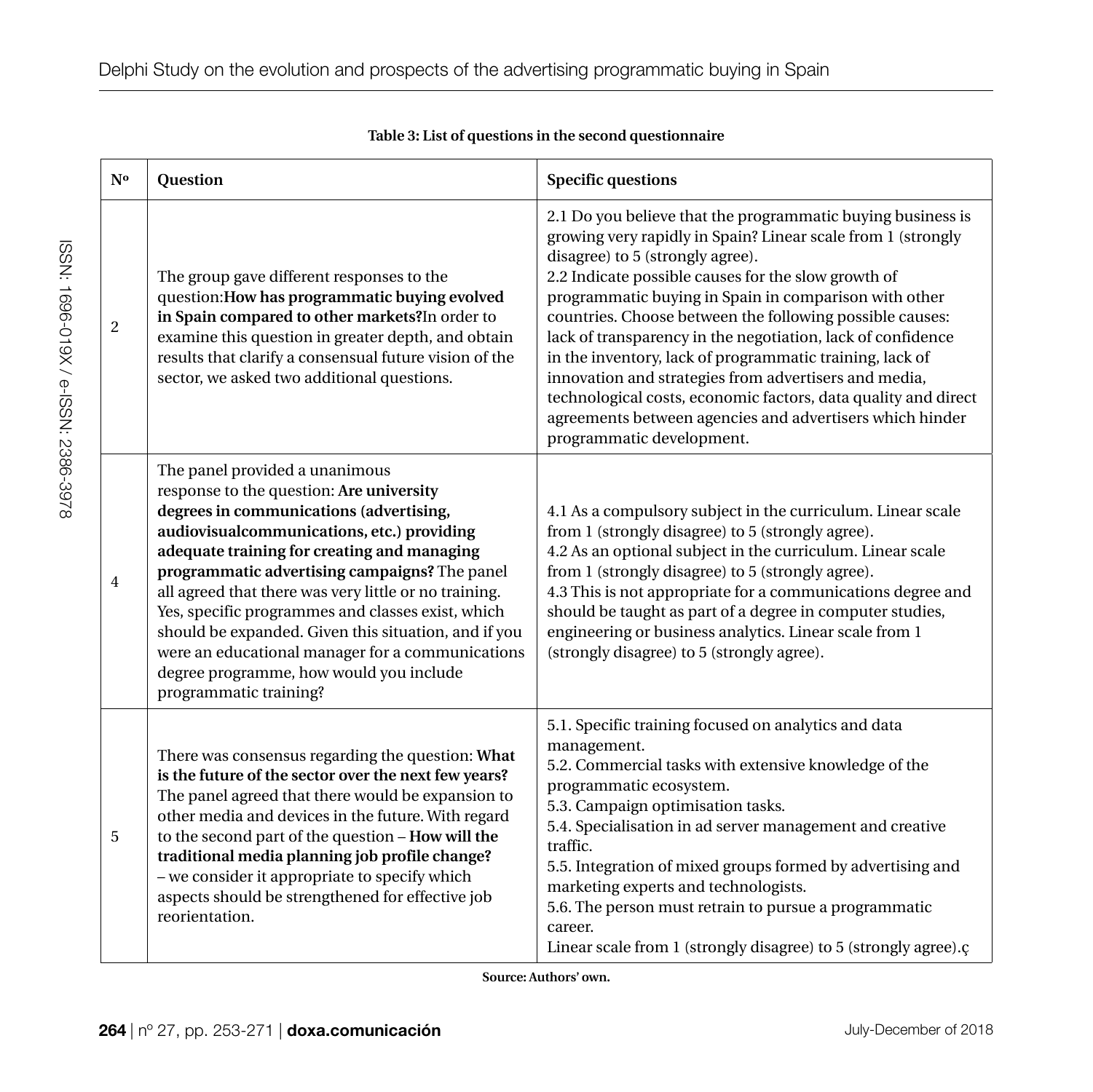**Table 3: List of questions in the second questionnaire**

| Nº | Question | Specific questions |
|---|---|---|
| 2 | The group gave different responses to the question:**How has programmatic buying evolved in Spain compared to other markets?**In order to examine this question in greater depth, and obtain results that clarify a consensual future vision of the sector, we asked two additional questions. | 2.1 Do you believe that the programmatic buying business is growing very rapidly in Spain? Linear scale from 1 (strongly disagree) to 5 (strongly agree).<br>2.2 Indicate possible causes for the slow growth of programmatic buying in Spain in comparison with other countries. Choose between the following possible causes: lack of transparency in the negotiation, lack of confidence in the inventory, lack of programmatic training, lack of innovation and strategies from advertisers and media, technological costs, economic factors, data quality and direct agreements between agencies and advertisers which hinder programmatic development. |
| 4 | The panel provided a unanimous response to the question: **Are university degrees in communications (advertising, audiovisualcommunications, etc.) providing adequate training for creating and managing programmatic advertising campaigns?** The panel all agreed that there was very little or no training. Yes, specific programmes and classes exist, which should be expanded. Given this situation, and if you were an educational manager for a communications degree programme, how would you include programmatic training? | 4.1 As a compulsory subject in the curriculum. Linear scale from 1 (strongly disagree) to 5 (strongly agree).<br>4.2 As an optional subject in the curriculum. Linear scale from 1 (strongly disagree) to 5 (strongly agree).<br>4.3 This is not appropriate for a communications degree and should be taught as part of a degree in computer studies, engineering or business analytics. Linear scale from 1 (strongly disagree) to 5 (strongly agree). |
| 5 | There was consensus regarding the question: **What is the future of the sector over the next few years?** The panel agreed that there would be expansion to other media and devices in the future. With regard to the second part of the question – **How will the traditional media planning job profile change?** – we consider it appropriate to specify which aspects should be strengthened for effective job reorientation. | 5.1. Specific training focused on analytics and data management.<br>5.2. Commercial tasks with extensive knowledge of the programmatic ecosystem.<br>5.3. Campaign optimisation tasks.<br>5.4. Specialisation in ad server management and creative traffic.<br>5.5. Integration of mixed groups formed by advertising and marketing experts and technologists.<br>5.6. The person must retrain to pursue a programmatic career.<br>Linear scale from 1 (strongly disagree) to 5 (strongly agree).ç |

**Source: Authors' own.**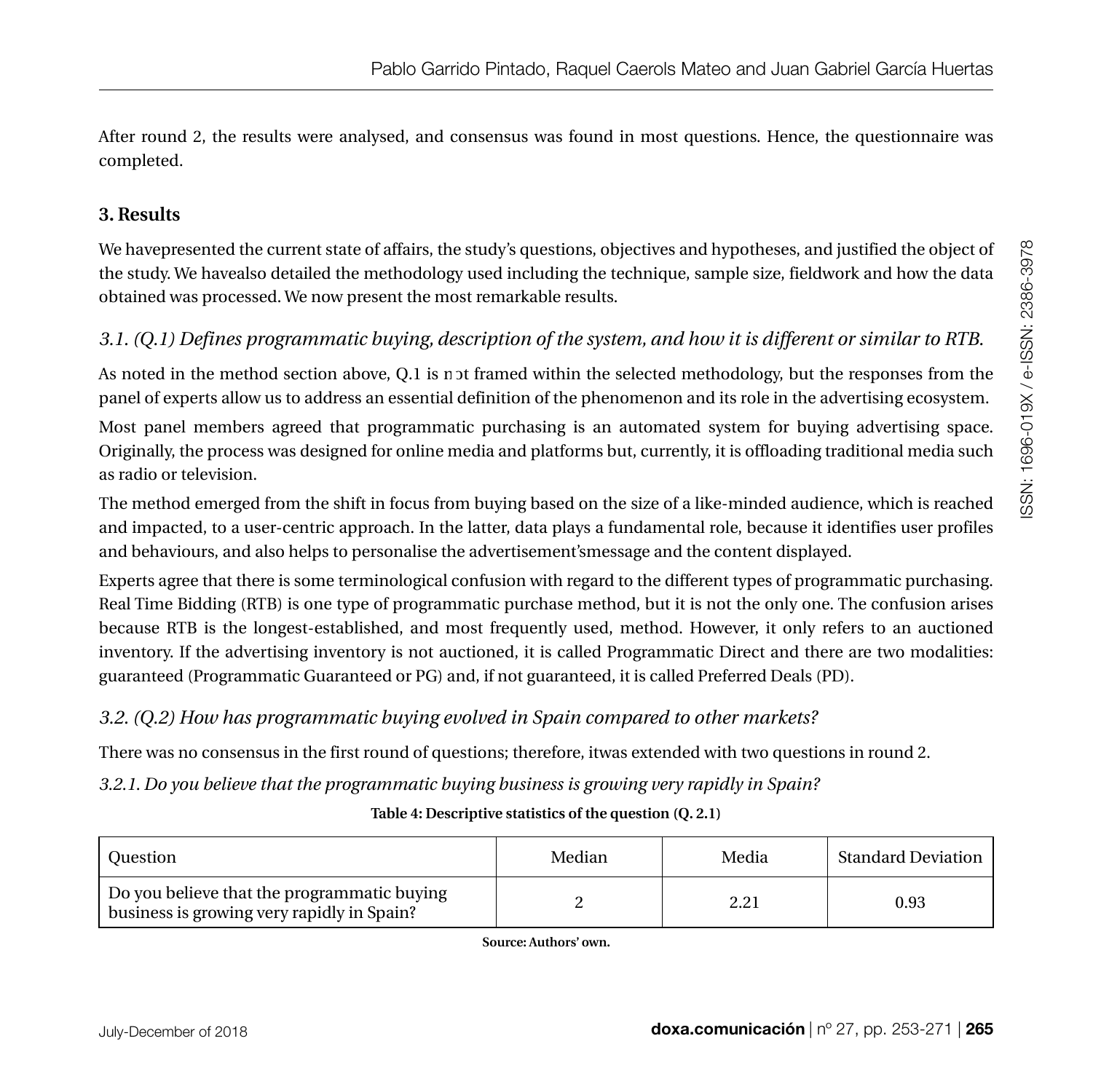After round 2, the results were analysed, and consensus was found in most questions. Hence, the questionnaire was completed.

## 3. Results

We havepresented the current state of affairs, the study's questions, objectives and hypotheses, and justified the object of the study. We havealso detailed the methodology used including the technique, sample size, fieldwork and how the data obtained was processed. We now present the most remarkable results.

### *3.1. (Q.1) Defines programmatic buying, description of the system, and how it is different or similar to RTB.*

As noted in the method section above, Q.1 is not framed within the selected methodology, but the responses from the panel of experts allow us to address an essential definition of the phenomenon and its role in the advertising ecosystem.

Most panel members agreed that programmatic purchasing is an automated system for buying advertising space. Originally, the process was designed for online media and platforms but, currently, it is offloading traditional media such as radio or television.

The method emerged from the shift in focus from buying based on the size of a like-minded audience, which is reached and impacted, to a user-centric approach. In the latter, data plays a fundamental role, because it identifies user profiles and behaviours, and also helps to personalise the advertisement'smessage and the content displayed.

Experts agree that there is some terminological confusion with regard to the different types of programmatic purchasing. Real Time Bidding (RTB) is one type of programmatic purchase method, but it is not the only one. The confusion arises because RTB is the longest-established, and most frequently used, method. However, it only refers to an auctioned inventory. If the advertising inventory is not auctioned, it is called Programmatic Direct and there are two modalities: guaranteed (Programmatic Guaranteed or PG) and, if not guaranteed, it is called Preferred Deals (PD).

### *3.2. (Q.2) How has programmatic buying evolved in Spain compared to other markets?*

There was no consensus in the first round of questions; therefore, itwas extended with two questions in round 2.

*3.2.1. Do you believe that the programmatic buying business is growing very rapidly in Spain?*

**Table 4: Descriptive statistics of the question (Q. 2.1)**

| Question | Median | Media | Standard Deviation |
|---|---|---|---|
| Do you believe that the programmatic buying business is growing very rapidly in Spain? | 2 | 2.21 | 0.93 |

**Source: Authors' own.**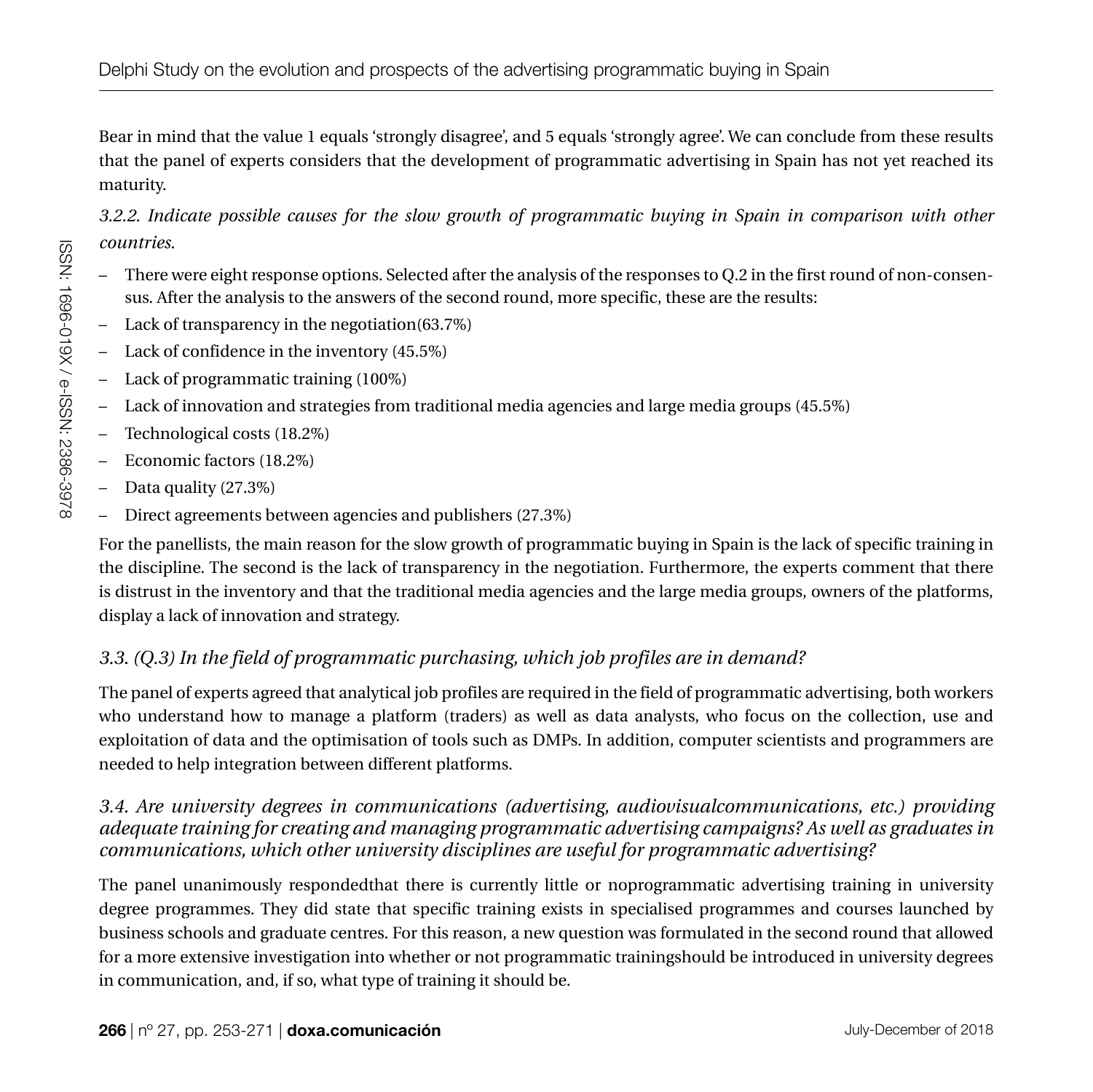Bear in mind that the value 1 equals 'strongly disagree', and 5 equals 'strongly agree'. We can conclude from these results that the panel of experts considers that the development of programmatic advertising in Spain has not yet reached its maturity.

*3.2.2. Indicate possible causes for the slow growth of programmatic buying in Spain in comparison with other countries.*

- There were eight response options. Selected after the analysis of the responses to Q.2 in the first round of non-consensus. After the analysis to the answers of the second round, more specific, these are the results:
- Lack of transparency in the negotiation(63.7%)
- Lack of confidence in the inventory (45.5%)
- Lack of programmatic training (100%)
- Lack of innovation and strategies from traditional media agencies and large media groups (45.5%)
- Technological costs (18.2%)
- Economic factors (18.2%)
- Data quality (27.3%)
- Direct agreements between agencies and publishers (27.3%)

For the panellists, the main reason for the slow growth of programmatic buying in Spain is the lack of specific training in the discipline. The second is the lack of transparency in the negotiation. Furthermore, the experts comment that there is distrust in the inventory and that the traditional media agencies and the large media groups, owners of the platforms, display a lack of innovation and strategy.

### *3.3. (Q.3) In the field of programmatic purchasing, which job profiles are in demand?*

The panel of experts agreed that analytical job profiles are required in the field of programmatic advertising, both workers who understand how to manage a platform (traders) as well as data analysts, who focus on the collection, use and exploitation of data and the optimisation of tools such as DMPs. In addition, computer scientists and programmers are needed to help integration between different platforms.

### *3.4. Are university degrees in communications (advertising, audiovisualcommunications, etc.) providing adequate training for creating and managing programmatic advertising campaigns? As well as graduates in communications, which other university disciplines are useful for programmatic advertising?*

The panel unanimously respondedthat there is currently little or noprogrammatic advertising training in university degree programmes. They did state that specific training exists in specialised programmes and courses launched by business schools and graduate centres. For this reason, a new question was formulated in the second round that allowed for a more extensive investigation into whether or not programmatic trainingshould be introduced in university degrees in communication, and, if so, what type of training it should be.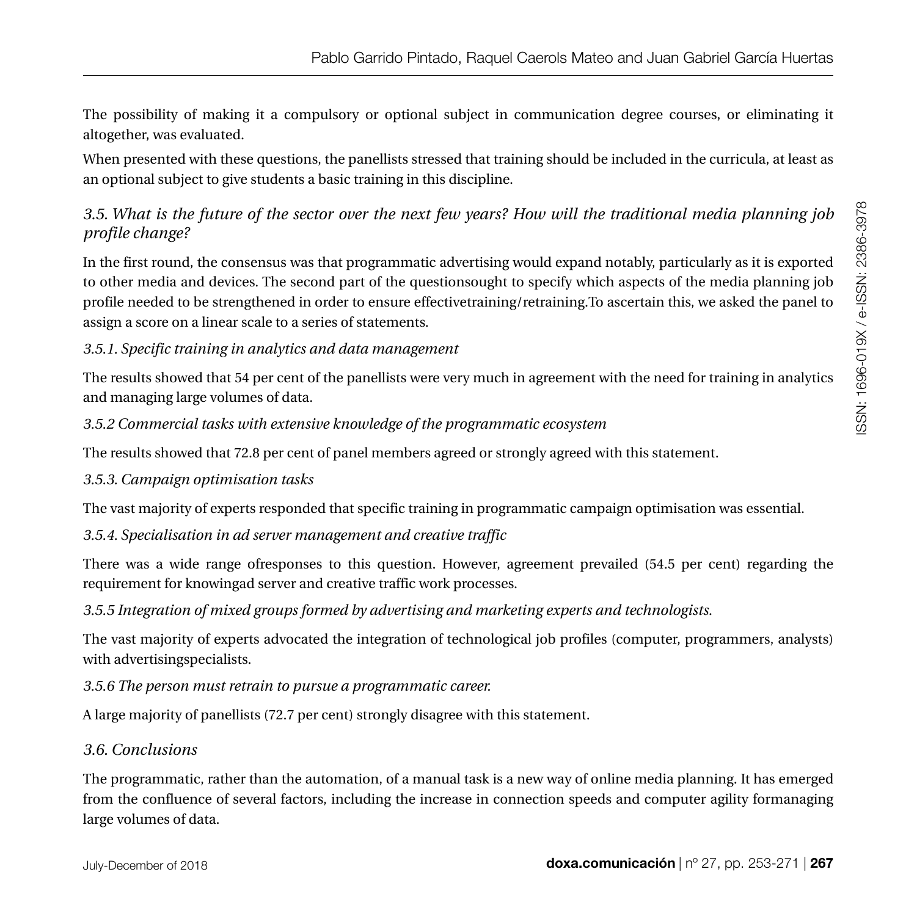The possibility of making it a compulsory or optional subject in communication degree courses, or eliminating it altogether, was evaluated.

When presented with these questions, the panellists stressed that training should be included in the curricula, at least as an optional subject to give students a basic training in this discipline.

### *3.5. What is the future of the sector over the next few years? How will the traditional media planning job profile change?*

In the first round, the consensus was that programmatic advertising would expand notably, particularly as it is exported to other media and devices. The second part of the questionsought to specify which aspects of the media planning job profile needed to be strengthened in order to ensure effectivetraining/retraining.To ascertain this, we asked the panel to assign a score on a linear scale to a series of statements.

#### *3.5.1. Specific training in analytics and data management*

The results showed that 54 per cent of the panellists were very much in agreement with the need for training in analytics and managing large volumes of data.

#### *3.5.2 Commercial tasks with extensive knowledge of the programmatic ecosystem*

The results showed that 72.8 per cent of panel members agreed or strongly agreed with this statement.

#### *3.5.3. Campaign optimisation tasks*

The vast majority of experts responded that specific training in programmatic campaign optimisation was essential.

#### *3.5.4. Specialisation in ad server management and creative traffic*

There was a wide range ofresponses to this question. However, agreement prevailed (54.5 per cent) regarding the requirement for knowingad server and creative traffic work processes.

#### *3.5.5 Integration of mixed groups formed by advertising and marketing experts and technologists.*

The vast majority of experts advocated the integration of technological job profiles (computer, programmers, analysts) with advertisingspecialists.

#### *3.5.6 The person must retrain to pursue a programmatic career.*

A large majority of panellists (72.7 per cent) strongly disagree with this statement.

### *3.6. Conclusions*

The programmatic, rather than the automation, of a manual task is a new way of online media planning. It has emerged from the confluence of several factors, including the increase in connection speeds and computer agility formanaging large volumes of data.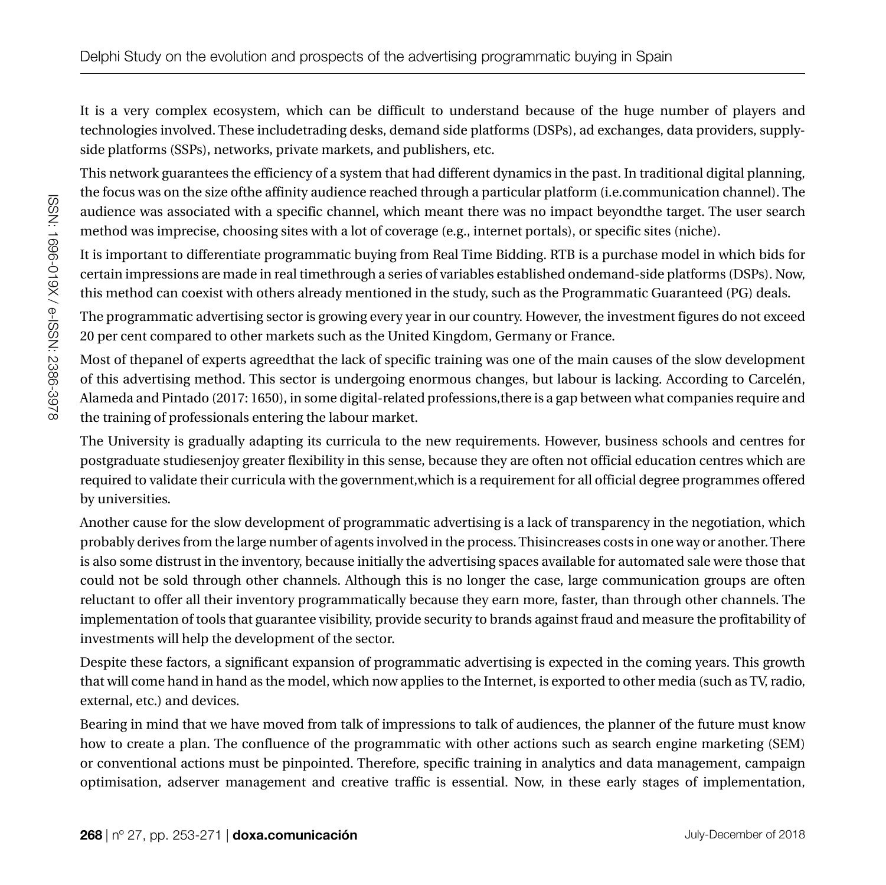It is a very complex ecosystem, which can be difficult to understand because of the huge number of players and technologies involved. These includetrading desks, demand side platforms (DSPs), ad exchanges, data providers, supply-side platforms (SSPs), networks, private markets, and publishers, etc.

This network guarantees the efficiency of a system that had different dynamics in the past. In traditional digital planning, the focus was on the size ofthe affinity audience reached through a particular platform (i.e.communication channel). The audience was associated with a specific channel, which meant there was no impact beyondthe target. The user search method was imprecise, choosing sites with a lot of coverage (e.g., internet portals), or specific sites (niche).

It is important to differentiate programmatic buying from Real Time Bidding. RTB is a purchase model in which bids for certain impressions are made in real timethrough a series of variables established ondemand-side platforms (DSPs). Now, this method can coexist with others already mentioned in the study, such as the Programmatic Guaranteed (PG) deals.

The programmatic advertising sector is growing every year in our country. However, the investment figures do not exceed 20 per cent compared to other markets such as the United Kingdom, Germany or France.

Most of thepanel of experts agreedthat the lack of specific training was one of the main causes of the slow development of this advertising method. This sector is undergoing enormous changes, but labour is lacking. According to Carcelén, Alameda and Pintado (2017: 1650), in some digital-related professions,there is a gap between what companies require and the training of professionals entering the labour market.

The University is gradually adapting its curricula to the new requirements. However, business schools and centres for postgraduate studiesenjoy greater flexibility in this sense, because they are often not official education centres which are required to validate their curricula with the government,which is a requirement for all official degree programmes offered by universities.

Another cause for the slow development of programmatic advertising is a lack of transparency in the negotiation, which probably derives from the large number of agents involved in the process. Thisincreases costs in one way or another. There is also some distrust in the inventory, because initially the advertising spaces available for automated sale were those that could not be sold through other channels. Although this is no longer the case, large communication groups are often reluctant to offer all their inventory programmatically because they earn more, faster, than through other channels. The implementation of tools that guarantee visibility, provide security to brands against fraud and measure the profitability of investments will help the development of the sector.

Despite these factors, a significant expansion of programmatic advertising is expected in the coming years. This growth that will come hand in hand as the model, which now applies to the Internet, is exported to other media (such as TV, radio, external, etc.) and devices.

Bearing in mind that we have moved from talk of impressions to talk of audiences, the planner of the future must know how to create a plan. The confluence of the programmatic with other actions such as search engine marketing (SEM) or conventional actions must be pinpointed. Therefore, specific training in analytics and data management, campaign optimisation, adserver management and creative traffic is essential. Now, in these early stages of implementation,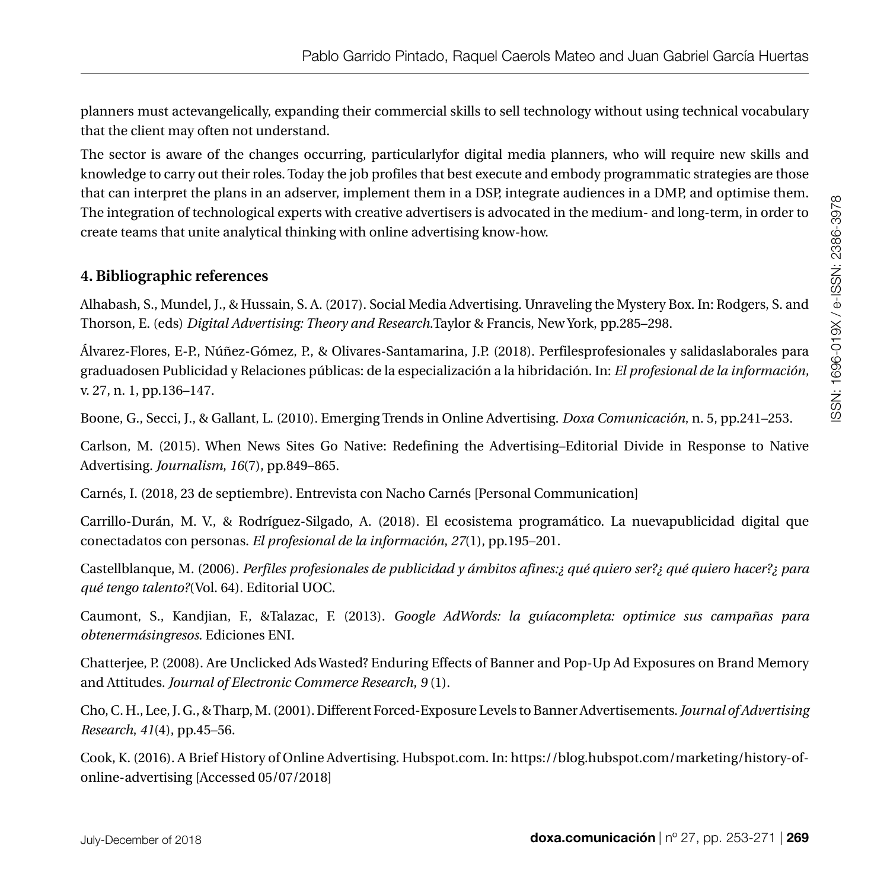planners must actevangelically, expanding their commercial skills to sell technology without using technical vocabulary that the client may often not understand.

The sector is aware of the changes occurring, particularlyfor digital media planners, who will require new skills and knowledge to carry out their roles. Today the job profiles that best execute and embody programmatic strategies are those that can interpret the plans in an adserver, implement them in a DSP, integrate audiences in a DMP, and optimise them. The integration of technological experts with creative advertisers is advocated in the medium- and long-term, in order to create teams that unite analytical thinking with online advertising know-how.

## 4. Bibliographic references

Alhabash, S., Mundel, J., & Hussain, S. A. (2017). Social Media Advertising. Unraveling the Mystery Box. In: Rodgers, S. and Thorson, E. (eds) *Digital Advertising: Theory and Research.*Taylor & Francis, New York, pp.285–298.

Álvarez-Flores, E-P., Núñez-Gómez, P., & Olivares-Santamarina, J.P. (2018). Perfilesprofesionales y salidaslaborales para graduadosen Publicidad y Relaciones públicas: de la especialización a la hibridación. In: *El profesional de la información,* v. 27, n. 1, pp.136–147.

Boone, G., Secci, J., & Gallant, L. (2010). Emerging Trends in Online Advertising. *Doxa Comunicación*, n. 5, pp.241–253.

Carlson, M. (2015). When News Sites Go Native: Redefining the Advertising–Editorial Divide in Response to Native Advertising. *Journalism*, *16*(7), pp.849–865.

Carnés, I. (2018, 23 de septiembre). Entrevista con Nacho Carnés [Personal Communication]

Carrillo-Durán, M. V., & Rodríguez-Silgado, A. (2018). El ecosistema programático. La nuevapublicidad digital que conectadatos con personas. *El profesional de la información*, *27*(1), pp.195–201.

Castellblanque, M. (2006). *Perfiles profesionales de publicidad y ámbitos afines:¿ qué quiero ser?¿ qué quiero hacer?¿ para qué tengo talento?*(Vol. 64). Editorial UOC.

Caumont, S., Kandjian, F., &Talazac, F. (2013). *Google AdWords: la guíacompleta: optimice sus campañas para obtenermásingresos*. Ediciones ENI.

Chatterjee, P. (2008). Are Unclicked Ads Wasted? Enduring Effects of Banner and Pop-Up Ad Exposures on Brand Memory and Attitudes. *Journal of Electronic Commerce Research*, *9* (1).

Cho, C. H., Lee, J. G., & Tharp, M. (2001). Different Forced-Exposure Levels to Banner Advertisements. *Journal of Advertising Research*, *41*(4), pp.45–56.

Cook, K. (2016). A Brief History of Online Advertising. Hubspot.com. In: https://blog.hubspot.com/marketing/history-of-online-advertising [Accessed 05/07/2018]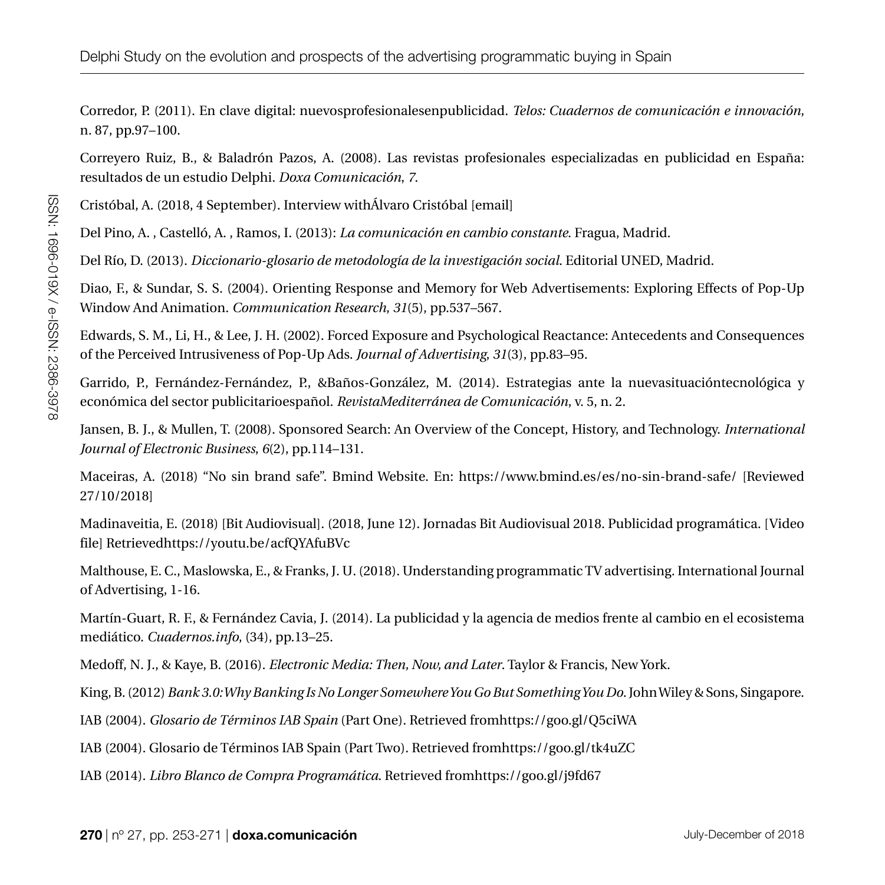Corredor, P. (2011). En clave digital: nuevosprofesionalesenpublicidad. *Telos: Cuadernos de comunicación e innovación*, n. 87, pp.97–100.

Correyero Ruiz, B., & Baladrón Pazos, A. (2008). Las revistas profesionales especializadas en publicidad en España: resultados de un estudio Delphi. *Doxa Comunicación, 7.*

Cristóbal, A. (2018, 4 September). Interview withÁlvaro Cristóbal [email]

Del Pino, A. , Castelló, A. , Ramos, I. (2013): *La comunicación en cambio constante*. Fragua, Madrid.

Del Río, D. (2013). *Diccionario-glosario de metodología de la investigación social*. Editorial UNED, Madrid.

Diao, F., & Sundar, S. S. (2004). Orienting Response and Memory for Web Advertisements: Exploring Effects of Pop-Up Window And Animation. *Communication Research, 31*(5), pp.537–567.

Edwards, S. M., Li, H., & Lee, J. H. (2002). Forced Exposure and Psychological Reactance: Antecedents and Consequences of the Perceived Intrusiveness of Pop-Up Ads. *Journal of Advertising, 31*(3), pp.83–95.

Garrido, P., Fernández-Fernández, P., &Baños-González, M. (2014). Estrategias ante la nuevasituacióntecnológica y económica del sector publicitarioespañol. *RevistaMediterránea de Comunicación*, v. 5, n. 2.

Jansen, B. J., & Mullen, T. (2008). Sponsored Search: An Overview of the Concept, History, and Technology. *International Journal of Electronic Business, 6*(2), pp.114–131.

Maceiras, A. (2018) "No sin brand safe". Bmind Website. En: https://www.bmind.es/es/no-sin-brand-safe/ [Reviewed 27/10/2018]

Madinaveitia, E. (2018) [Bit Audiovisual]. (2018, June 12). Jornadas Bit Audiovisual 2018. Publicidad programática. [Video file] Retrievedhttps://youtu.be/acfQYAfuBVc

Malthouse, E. C., Maslowska, E., & Franks, J. U. (2018). Understanding programmatic TV advertising. International Journal of Advertising, 1-16.

Martín-Guart, R. F., & Fernández Cavia, J. (2014). La publicidad y la agencia de medios frente al cambio en el ecosistema mediático. *Cuadernos.info,* (34), pp.13–25.

Medoff, N. J., & Kaye, B. (2016). *Electronic Media: Then, Now, and Later*. Taylor & Francis, New York.

King, B. (2012) *Bank 3.0: Why Banking Is No Longer Somewhere You Go But Something You Do*. John Wiley & Sons, Singapore.

IAB (2004). *Glosario de Términos IAB Spain* (Part One). Retrieved fromhttps://goo.gl/Q5ciWA

IAB (2004). Glosario de Términos IAB Spain (Part Two). Retrieved fromhttps://goo.gl/tk4uZC

IAB (2014). *Libro Blanco de Compra Programática*. Retrieved fromhttps://goo.gl/j9fd67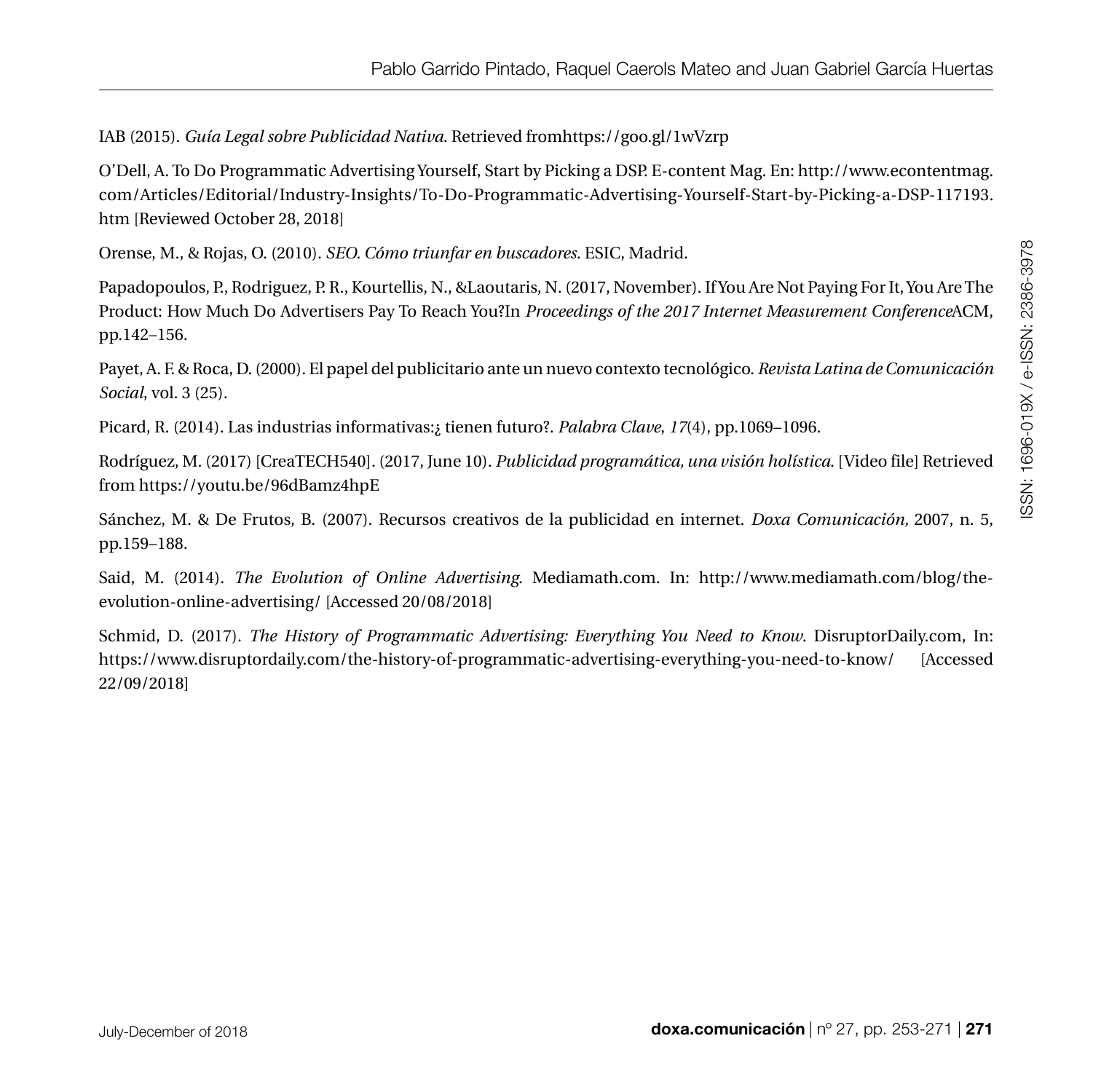IAB (2015). *Guía Legal sobre Publicidad Nativa*. Retrieved fromhttps://goo.gl/1wVzrp

O'Dell, A. To Do Programmatic Advertising Yourself, Start by Picking a DSP. E-content Mag. En: http://www.econtentmag.com/Articles/Editorial/Industry-Insights/To-Do-Programmatic-Advertising-Yourself-Start-by-Picking-a-DSP-117193.htm [Reviewed October 28, 2018]

Orense, M., & Rojas, O. (2010). *SEO. Cómo triunfar en buscadores*. ESIC, Madrid.

Papadopoulos, P., Rodriguez, P. R., Kourtellis, N., &Laoutaris, N. (2017, November). If You Are Not Paying For It, You Are The Product: How Much Do Advertisers Pay To Reach You?In *Proceedings of the 2017 Internet Measurement Conference*ACM, pp.142–156.

Payet, A. F. & Roca, D. (2000). El papel del publicitario ante un nuevo contexto tecnológico. *Revista Latina de Comunicación Social*, vol. 3 (25).

Picard, R. (2014). Las industrias informativas:¿ tienen futuro?. *Palabra Clave*, *17*(4), pp.1069–1096.

Rodríguez, M. (2017) [CreaTECH540]. (2017, June 10). *Publicidad programática, una visión holística*. [Video file] Retrieved from https://youtu.be/96dBamz4hpE

Sánchez, M. & De Frutos, B. (2007). Recursos creativos de la publicidad en internet. *Doxa Comunicación,* 2007, n. 5, pp.159–188.

Said, M. (2014). *The Evolution of Online Advertising*. Mediamath.com. In: http://www.mediamath.com/blog/the-evolution-online-advertising/ [Accessed 20/08/2018]

Schmid, D. (2017). *The History of Programmatic Advertising: Everything You Need to Know*. DisruptorDaily.com, In: https://www.disruptordaily.com/the-history-of-programmatic-advertising-everything-you-need-to-know/ [Accessed 22/09/2018]